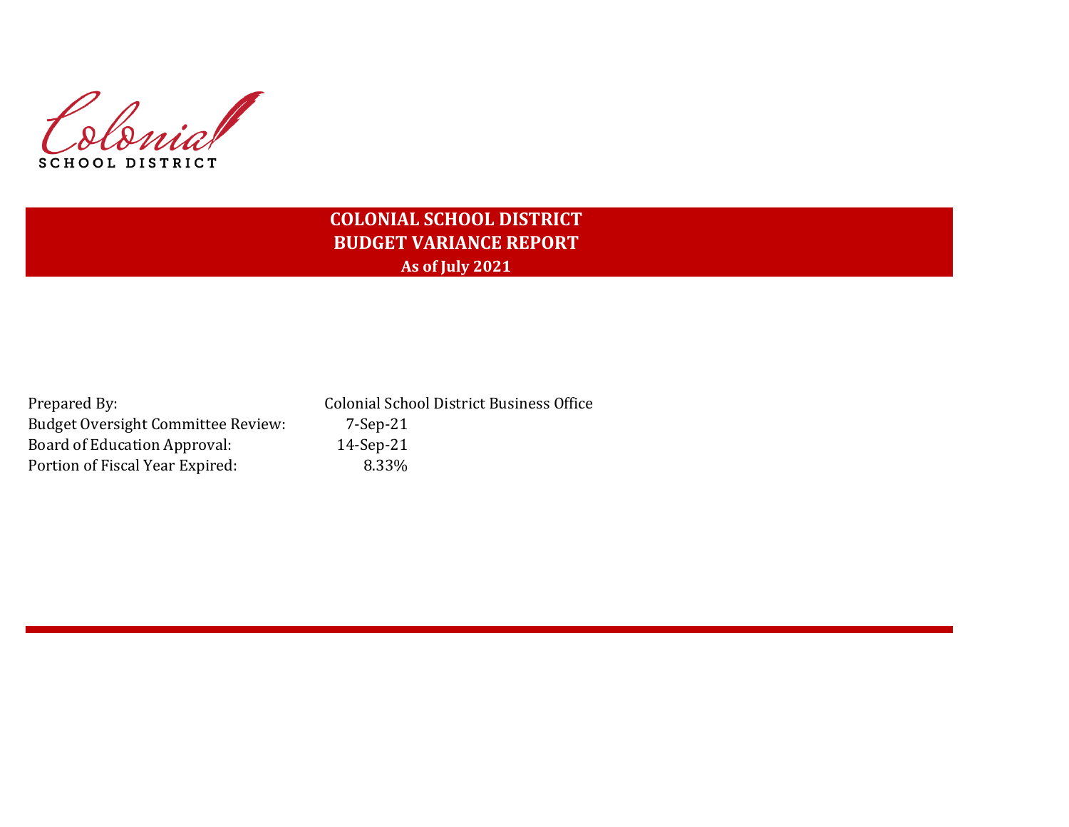Colonial
SCHOOL DISTRICT

# COLONIAL SCHOOL DISTRICT
## BUDGET VARIANCE REPORT
### As of July 2021

| | |
|---|---|
| Prepared By: | Colonial School District Business Office |
| Budget Oversight Committee Review: | 7-Sep-21 |
| Board of Education Approval: | 14-Sep-21 |
| Portion of Fiscal Year Expired: | 8.33% |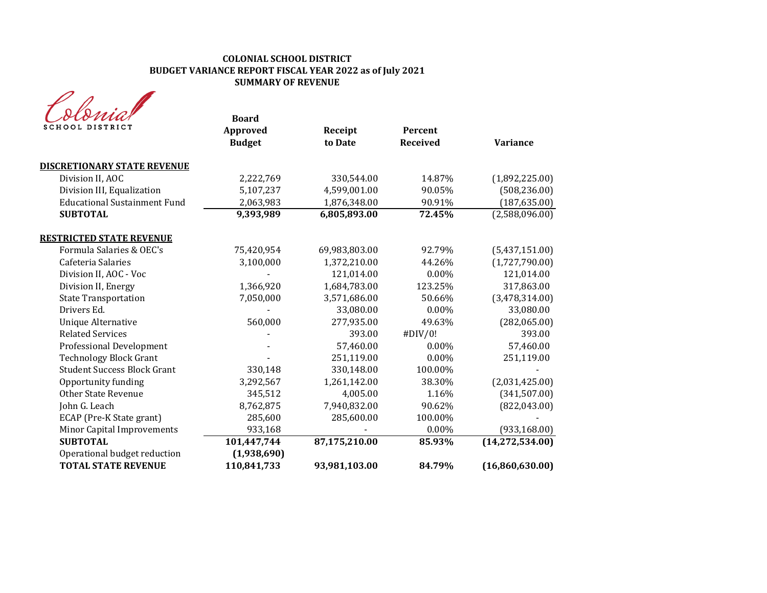**COLONIAL SCHOOL DISTRICT**
**BUDGET VARIANCE REPORT FISCAL YEAR 2022 as of July 2021**
**SUMMARY OF REVENUE**

Colonial SCHOOL DISTRICT

| | Board Approved Budget | Receipt to Date | Percent Received | Variance |
|---|---|---|---|---|
| **DISCRETIONARY STATE REVENUE** | | | | |
| Division II, AOC | 2,222,769 | 330,544.00 | 14.87% | (1,892,225.00) |
| Division III, Equalization | 5,107,237 | 4,599,001.00 | 90.05% | (508,236.00) |
| Educational Sustainment Fund | 2,063,983 | 1,876,348.00 | 90.91% | (187,635.00) |
| **SUBTOTAL** | **9,393,989** | **6,805,893.00** | **72.45%** | (2,588,096.00) |
| **RESTRICTED STATE REVENUE** | | | | |
| Formula Salaries & OEC's | 75,420,954 | 69,983,803.00 | 92.79% | (5,437,151.00) |
| Cafeteria Salaries | 3,100,000 | 1,372,210.00 | 44.26% | (1,727,790.00) |
| Division II, AOC - Voc | - | 121,014.00 | 0.00% | 121,014.00 |
| Division II, Energy | 1,366,920 | 1,684,783.00 | 123.25% | 317,863.00 |
| State Transportation | 7,050,000 | 3,571,686.00 | 50.66% | (3,478,314.00) |
| Drivers Ed. | - | 33,080.00 | 0.00% | 33,080.00 |
| Unique Alternative | 560,000 | 277,935.00 | 49.63% | (282,065.00) |
| Related Services | - | 393.00 | #DIV/0! | 393.00 |
| Professional Development | - | 57,460.00 | 0.00% | 57,460.00 |
| Technology Block Grant | - | 251,119.00 | 0.00% | 251,119.00 |
| Student Success Block Grant | 330,148 | 330,148.00 | 100.00% | - |
| Opportunity funding | 3,292,567 | 1,261,142.00 | 38.30% | (2,031,425.00) |
| Other State Revenue | 345,512 | 4,005.00 | 1.16% | (341,507.00) |
| John G. Leach | 8,762,875 | 7,940,832.00 | 90.62% | (822,043.00) |
| ECAP (Pre-K State grant) | 285,600 | 285,600.00 | 100.00% | - |
| Minor Capital Improvements | 933,168 | - | 0.00% | (933,168.00) |
| **SUBTOTAL** | **101,447,744** | **87,175,210.00** | **85.93%** | **(14,272,534.00)** |
| Operational budget reduction | **(1,938,690)** | | | |
| **TOTAL STATE REVENUE** | **110,841,733** | **93,981,103.00** | **84.79%** | **(16,860,630.00)** |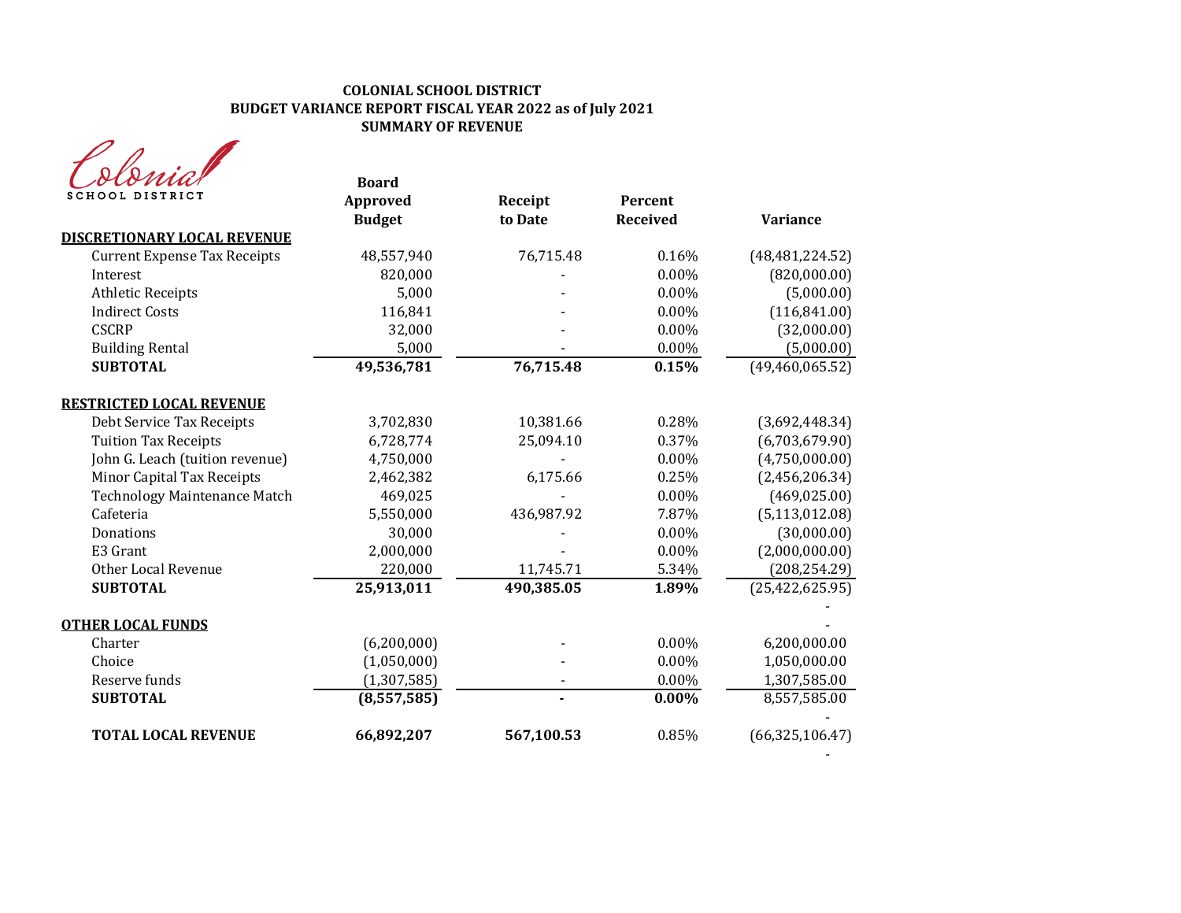**COLONIAL SCHOOL DISTRICT**
**BUDGET VARIANCE REPORT FISCAL YEAR 2022 as of July 2021**
**SUMMARY OF REVENUE**

Colonial SCHOOL DISTRICT

| | Board Approved Budget | Receipt to Date | Percent Received | Variance |
|---|---|---|---|---|
| **DISCRETIONARY LOCAL REVENUE** | | | | |
| Current Expense Tax Receipts | 48,557,940 | 76,715.48 | 0.16% | (48,481,224.52) |
| Interest | 820,000 | - | 0.00% | (820,000.00) |
| Athletic Receipts | 5,000 | - | 0.00% | (5,000.00) |
| Indirect Costs | 116,841 | - | 0.00% | (116,841.00) |
| CSCRP | 32,000 | - | 0.00% | (32,000.00) |
| Building Rental | 5,000 | - | 0.00% | (5,000.00) |
| **SUBTOTAL** | **49,536,781** | **76,715.48** | **0.15%** | (49,460,065.52) |
| **RESTRICTED LOCAL REVENUE** | | | | |
| Debt Service Tax Receipts | 3,702,830 | 10,381.66 | 0.28% | (3,692,448.34) |
| Tuition Tax Receipts | 6,728,774 | 25,094.10 | 0.37% | (6,703,679.90) |
| John G. Leach (tuition revenue) | 4,750,000 | - | 0.00% | (4,750,000.00) |
| Minor Capital Tax Receipts | 2,462,382 | 6,175.66 | 0.25% | (2,456,206.34) |
| Technology Maintenance Match | 469,025 | - | 0.00% | (469,025.00) |
| Cafeteria | 5,550,000 | 436,987.92 | 7.87% | (5,113,012.08) |
| Donations | 30,000 | - | 0.00% | (30,000.00) |
| E3 Grant | 2,000,000 | - | 0.00% | (2,000,000.00) |
| Other Local Revenue | 220,000 | 11,745.71 | 5.34% | (208,254.29) |
| **SUBTOTAL** | **25,913,011** | **490,385.05** | **1.89%** | (25,422,625.95) |
| | | | | - |
| **OTHER LOCAL FUNDS** | | | | - |
| Charter | (6,200,000) | - | 0.00% | 6,200,000.00 |
| Choice | (1,050,000) | - | 0.00% | 1,050,000.00 |
| Reserve funds | (1,307,585) | - | 0.00% | 1,307,585.00 |
| **SUBTOTAL** | **(8,557,585)** | **-** | **0.00%** | 8,557,585.00 |
| | | | | - |
| **TOTAL LOCAL REVENUE** | **66,892,207** | **567,100.53** | 0.85% | (66,325,106.47) |
| | | | | - |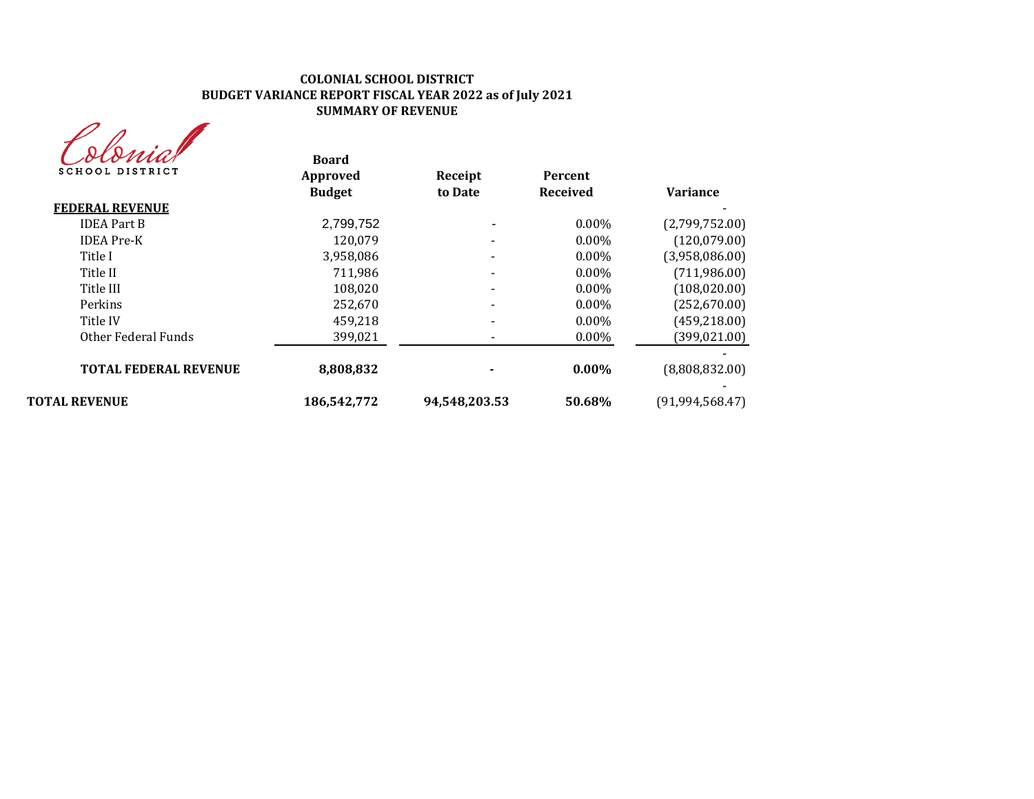**COLONIAL SCHOOL DISTRICT**
**BUDGET VARIANCE REPORT FISCAL YEAR 2022 as of July 2021**
**SUMMARY OF REVENUE**

Colonial SCHOOL DISTRICT

| | Board Approved Budget | Receipt to Date | Percent Received | Variance |
|---|---|---|---|---|
| **FEDERAL REVENUE** | | | | - |
| IDEA Part B | 2,799,752 | - | 0.00% | (2,799,752.00) |
| IDEA Pre-K | 120,079 | - | 0.00% | (120,079.00) |
| Title I | 3,958,086 | - | 0.00% | (3,958,086.00) |
| Title II | 711,986 | - | 0.00% | (711,986.00) |
| Title III | 108,020 | - | 0.00% | (108,020.00) |
| Perkins | 252,670 | - | 0.00% | (252,670.00) |
| Title IV | 459,218 | - | 0.00% | (459,218.00) |
| Other Federal Funds | 399,021 | - | 0.00% | (399,021.00) |
| | | | | - |
| **TOTAL FEDERAL REVENUE** | **8,808,832** | **-** | **0.00%** | (8,808,832.00) |
| | | | | - |
| **TOTAL REVENUE** | **186,542,772** | **94,548,203.53** | **50.68%** | (91,994,568.47) |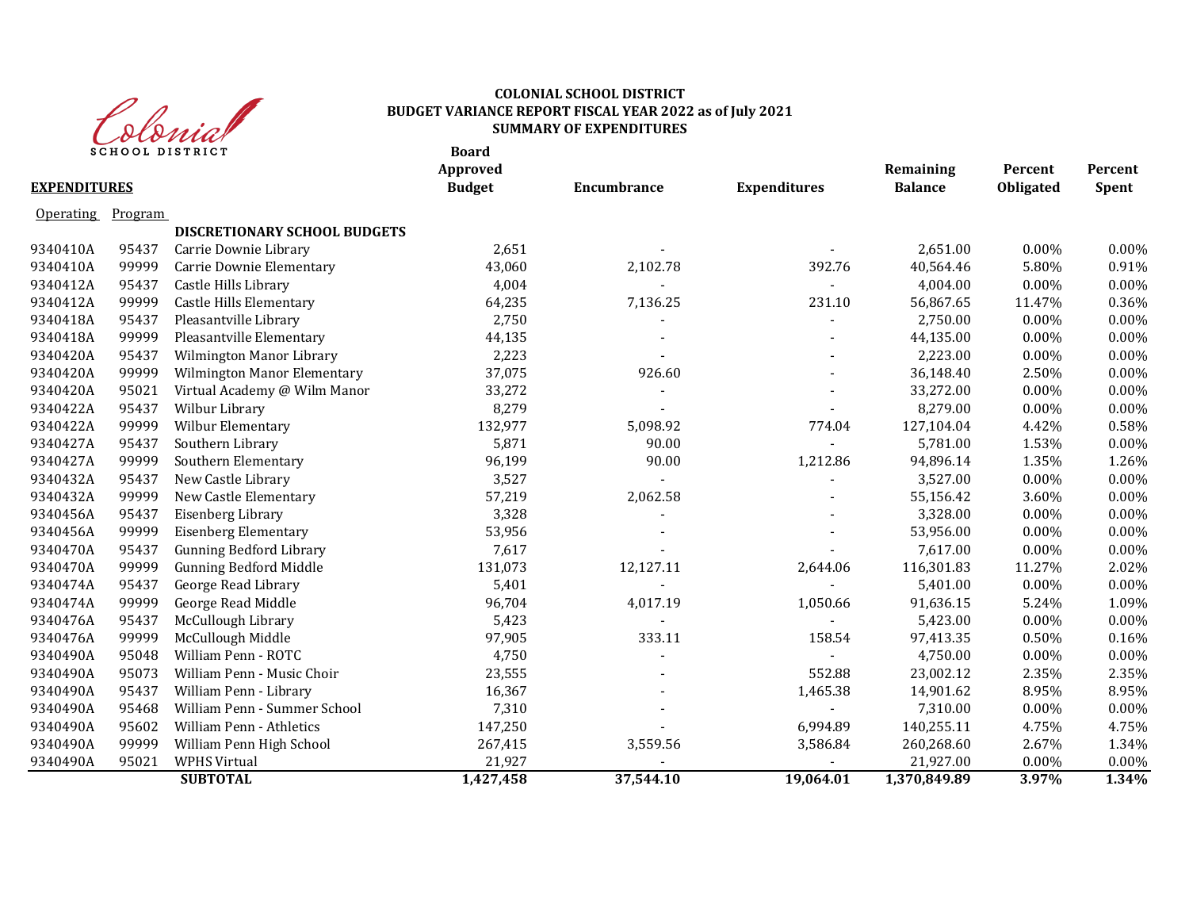**COLONIAL SCHOOL DISTRICT**
**BUDGET VARIANCE REPORT FISCAL YEAR 2022 as of July 2021**
**SUMMARY OF EXPENDITURES**

| EXPENDITURES | | | Board Approved Budget | Encumbrance | Expenditures | Remaining Balance | Percent Obligated | Percent Spent |
|---|---|---|---|---|---|---|---|---|
| Operating | Program | | | | | | | |
| | | **DISCRETIONARY SCHOOL BUDGETS** | | | | | | |
| 9340410A | 95437 | Carrie Downie Library | 2,651 | - | - | 2,651.00 | 0.00% | 0.00% |
| 9340410A | 99999 | Carrie Downie Elementary | 43,060 | 2,102.78 | 392.76 | 40,564.46 | 5.80% | 0.91% |
| 9340412A | 95437 | Castle Hills Library | 4,004 | - | - | 4,004.00 | 0.00% | 0.00% |
| 9340412A | 99999 | Castle Hills Elementary | 64,235 | 7,136.25 | 231.10 | 56,867.65 | 11.47% | 0.36% |
| 9340418A | 95437 | Pleasantville Library | 2,750 | - | - | 2,750.00 | 0.00% | 0.00% |
| 9340418A | 99999 | Pleasantville Elementary | 44,135 | - | - | 44,135.00 | 0.00% | 0.00% |
| 9340420A | 95437 | Wilmington Manor Library | 2,223 | - | - | 2,223.00 | 0.00% | 0.00% |
| 9340420A | 99999 | Wilmington Manor Elementary | 37,075 | 926.60 | - | 36,148.40 | 2.50% | 0.00% |
| 9340420A | 95021 | Virtual Academy @ Wilm Manor | 33,272 | - | - | 33,272.00 | 0.00% | 0.00% |
| 9340422A | 95437 | Wilbur Library | 8,279 | - | - | 8,279.00 | 0.00% | 0.00% |
| 9340422A | 99999 | Wilbur Elementary | 132,977 | 5,098.92 | 774.04 | 127,104.04 | 4.42% | 0.58% |
| 9340427A | 95437 | Southern Library | 5,871 | 90.00 | - | 5,781.00 | 1.53% | 0.00% |
| 9340427A | 99999 | Southern Elementary | 96,199 | 90.00 | 1,212.86 | 94,896.14 | 1.35% | 1.26% |
| 9340432A | 95437 | New Castle Library | 3,527 | - | - | 3,527.00 | 0.00% | 0.00% |
| 9340432A | 99999 | New Castle Elementary | 57,219 | 2,062.58 | - | 55,156.42 | 3.60% | 0.00% |
| 9340456A | 95437 | Eisenberg Library | 3,328 | - | - | 3,328.00 | 0.00% | 0.00% |
| 9340456A | 99999 | Eisenberg Elementary | 53,956 | - | - | 53,956.00 | 0.00% | 0.00% |
| 9340470A | 95437 | Gunning Bedford Library | 7,617 | - | - | 7,617.00 | 0.00% | 0.00% |
| 9340470A | 99999 | Gunning Bedford Middle | 131,073 | 12,127.11 | 2,644.06 | 116,301.83 | 11.27% | 2.02% |
| 9340474A | 95437 | George Read Library | 5,401 | - | - | 5,401.00 | 0.00% | 0.00% |
| 9340474A | 99999 | George Read Middle | 96,704 | 4,017.19 | 1,050.66 | 91,636.15 | 5.24% | 1.09% |
| 9340476A | 95437 | McCullough Library | 5,423 | - | - | 5,423.00 | 0.00% | 0.00% |
| 9340476A | 99999 | McCullough Middle | 97,905 | 333.11 | 158.54 | 97,413.35 | 0.50% | 0.16% |
| 9340490A | 95048 | William Penn - ROTC | 4,750 | - | - | 4,750.00 | 0.00% | 0.00% |
| 9340490A | 95073 | William Penn - Music Choir | 23,555 | - | 552.88 | 23,002.12 | 2.35% | 2.35% |
| 9340490A | 95437 | William Penn - Library | 16,367 | - | 1,465.38 | 14,901.62 | 8.95% | 8.95% |
| 9340490A | 95468 | William Penn - Summer School | 7,310 | - | - | 7,310.00 | 0.00% | 0.00% |
| 9340490A | 95602 | William Penn - Athletics | 147,250 | - | 6,994.89 | 140,255.11 | 4.75% | 4.75% |
| 9340490A | 99999 | William Penn High School | 267,415 | 3,559.56 | 3,586.84 | 260,268.60 | 2.67% | 1.34% |
| 9340490A | 95021 | WPHS Virtual | 21,927 | - | - | 21,927.00 | 0.00% | 0.00% |
| | | **SUBTOTAL** | **1,427,458** | **37,544.10** | **19,064.01** | **1,370,849.89** | **3.97%** | **1.34%** |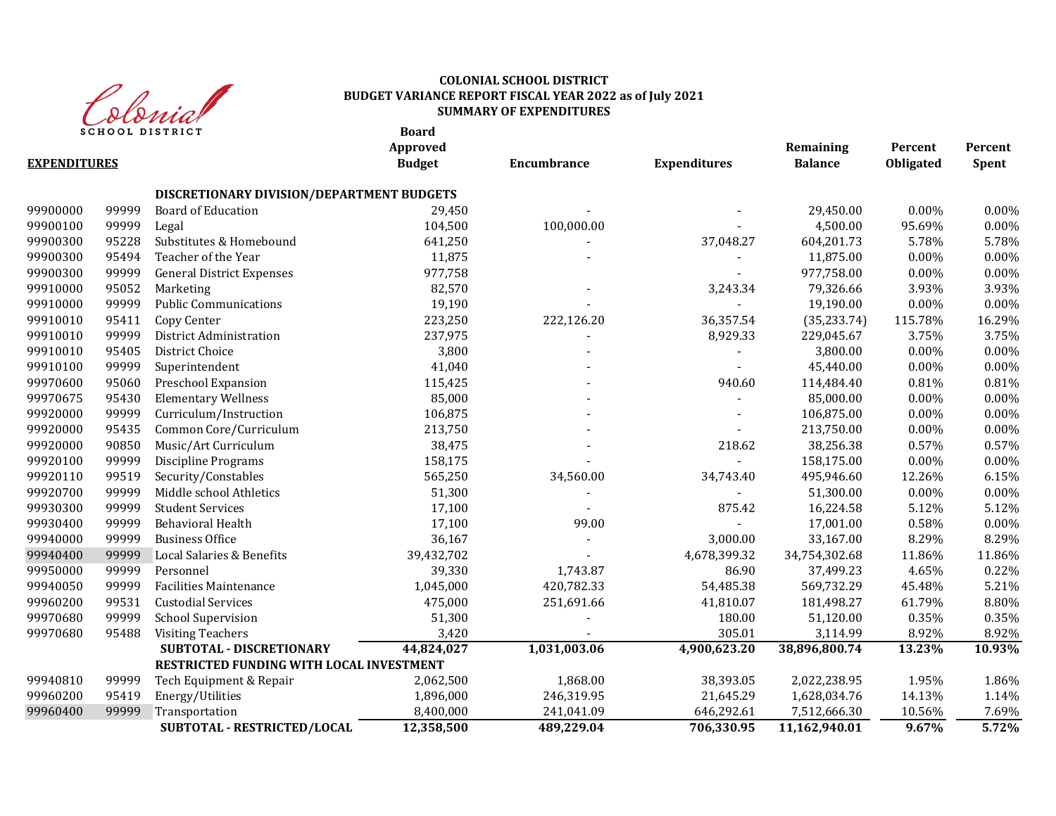**COLONIAL SCHOOL DISTRICT**
**BUDGET VARIANCE REPORT FISCAL YEAR 2022 as of July 2021**
**SUMMARY OF EXPENDITURES**

| EXPENDITURES | | | Board Approved Budget | Encumbrance | Expenditures | Remaining Balance | Percent Obligated | Percent Spent |
|---|---|---|---|---|---|---|---|---|
| | | **DISCRETIONARY DIVISION/DEPARTMENT BUDGETS** | | | | | | |
| 99900000 | 99999 | Board of Education | 29,450 | - | - | 29,450.00 | 0.00% | 0.00% |
| 99900100 | 99999 | Legal | 104,500 | 100,000.00 | - | 4,500.00 | 95.69% | 0.00% |
| 99900300 | 95228 | Substitutes & Homebound | 641,250 | - | 37,048.27 | 604,201.73 | 5.78% | 5.78% |
| 99900300 | 95494 | Teacher of the Year | 11,875 | - | - | 11,875.00 | 0.00% | 0.00% |
| 99900300 | 99999 | General District Expenses | 977,758 | | - | 977,758.00 | 0.00% | 0.00% |
| 99910000 | 95052 | Marketing | 82,570 | - | 3,243.34 | 79,326.66 | 3.93% | 3.93% |
| 99910000 | 99999 | Public Communications | 19,190 | | - | 19,190.00 | 0.00% | 0.00% |
| 99910010 | 95411 | Copy Center | 223,250 | 222,126.20 | 36,357.54 | (35,233.74) | 115.78% | 16.29% |
| 99910010 | 99999 | District Administration | 237,975 | - | 8,929.33 | 229,045.67 | 3.75% | 3.75% |
| 99910010 | 95405 | District Choice | 3,800 | - | - | 3,800.00 | 0.00% | 0.00% |
| 99910100 | 99999 | Superintendent | 41,040 | - | - | 45,440.00 | 0.00% | 0.00% |
| 99970600 | 95060 | Preschool Expansion | 115,425 | - | 940.60 | 114,484.40 | 0.81% | 0.81% |
| 99970675 | 95430 | Elementary Wellness | 85,000 | - | - | 85,000.00 | 0.00% | 0.00% |
| 99920000 | 99999 | Curriculum/Instruction | 106,875 | - | - | 106,875.00 | 0.00% | 0.00% |
| 99920000 | 95435 | Common Core/Curriculum | 213,750 | - | - | 213,750.00 | 0.00% | 0.00% |
| 99920000 | 90850 | Music/Art Curriculum | 38,475 | - | 218.62 | 38,256.38 | 0.57% | 0.57% |
| 99920100 | 99999 | Discipline Programs | 158,175 | | - | 158,175.00 | 0.00% | 0.00% |
| 99920110 | 99519 | Security/Constables | 565,250 | 34,560.00 | 34,743.40 | 495,946.60 | 12.26% | 6.15% |
| 99920700 | 99999 | Middle school Athletics | 51,300 | - | - | 51,300.00 | 0.00% | 0.00% |
| 99930300 | 99999 | Student Services | 17,100 | - | 875.42 | 16,224.58 | 5.12% | 5.12% |
| 99930400 | 99999 | Behavioral Health | 17,100 | 99.00 | - | 17,001.00 | 0.58% | 0.00% |
| 99940000 | 99999 | Business Office | 36,167 | - | 3,000.00 | 33,167.00 | 8.29% | 8.29% |
| 99940400 | 99999 | Local Salaries & Benefits | 39,432,702 | - | 4,678,399.32 | 34,754,302.68 | 11.86% | 11.86% |
| 99950000 | 99999 | Personnel | 39,330 | 1,743.87 | 86.90 | 37,499.23 | 4.65% | 0.22% |
| 99940050 | 99999 | Facilities Maintenance | 1,045,000 | 420,782.33 | 54,485.38 | 569,732.29 | 45.48% | 5.21% |
| 99960200 | 99531 | Custodial Services | 475,000 | 251,691.66 | 41,810.07 | 181,498.27 | 61.79% | 8.80% |
| 99970680 | 99999 | School Supervision | 51,300 | - | 180.00 | 51,120.00 | 0.35% | 0.35% |
| 99970680 | 95488 | Visiting Teachers | 3,420 | - | 305.01 | 3,114.99 | 8.92% | 8.92% |
| | | **SUBTOTAL - DISCRETIONARY** | **44,824,027** | **1,031,003.06** | **4,900,623.20** | **38,896,800.74** | **13.23%** | **10.93%** |
| | | **RESTRICTED FUNDING WITH LOCAL INVESTMENT** | | | | | | |
| 99940810 | 99999 | Tech Equipment & Repair | 2,062,500 | 1,868.00 | 38,393.05 | 2,022,238.95 | 1.95% | 1.86% |
| 99960200 | 95419 | Energy/Utilities | 1,896,000 | 246,319.95 | 21,645.29 | 1,628,034.76 | 14.13% | 1.14% |
| 99960400 | 99999 | Transportation | 8,400,000 | 241,041.09 | 646,292.61 | 7,512,666.30 | 10.56% | 7.69% |
| | | **SUBTOTAL - RESTRICTED/LOCAL** | **12,358,500** | **489,229.04** | **706,330.95** | **11,162,940.01** | **9.67%** | **5.72%** |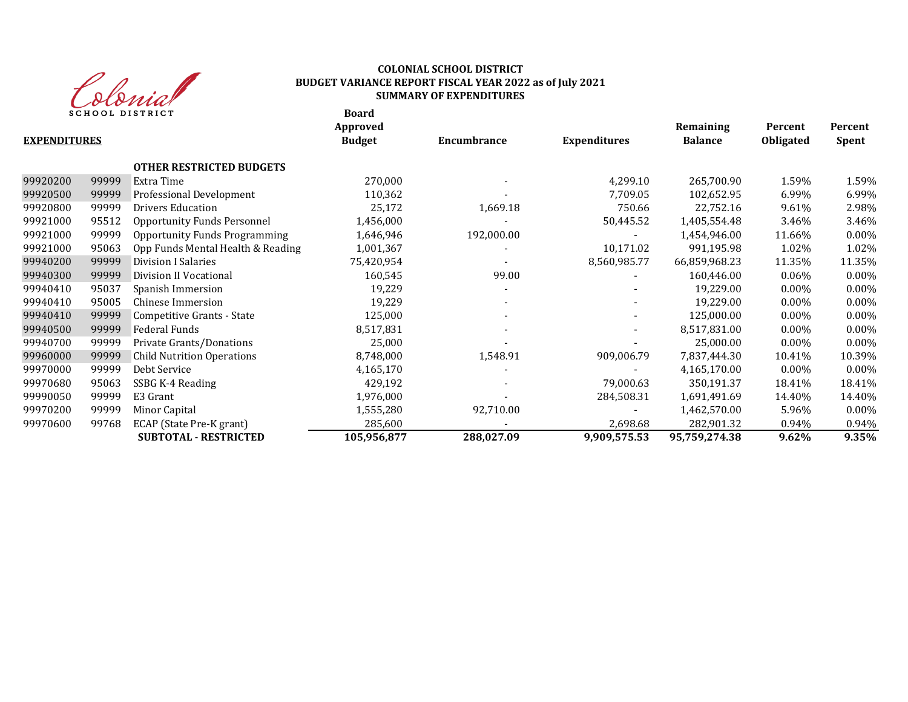**COLONIAL SCHOOL DISTRICT**
**BUDGET VARIANCE REPORT FISCAL YEAR 2022 as of July 2021**
**SUMMARY OF EXPENDITURES**

| **EXPENDITURES** | | | **Board Approved Budget** | **Encumbrance** | **Expenditures** | **Remaining Balance** | **Percent Obligated** | **Percent Spent** |
|---|---|---|---|---|---|---|---|---|
| | | **OTHER RESTRICTED BUDGETS** | | | | | | |
| 99920200 | 99999 | Extra Time | 270,000 | - | 4,299.10 | 265,700.90 | 1.59% | 1.59% |
| 99920500 | 99999 | Professional Development | 110,362 | - | 7,709.05 | 102,652.95 | 6.99% | 6.99% |
| 99920800 | 99999 | Drivers Education | 25,172 | 1,669.18 | 750.66 | 22,752.16 | 9.61% | 2.98% |
| 99921000 | 95512 | Opportunity Funds Personnel | 1,456,000 | - | 50,445.52 | 1,405,554.48 | 3.46% | 3.46% |
| 99921000 | 99999 | Opportunity Funds Programming | 1,646,946 | 192,000.00 | - | 1,454,946.00 | 11.66% | 0.00% |
| 99921000 | 95063 | Opp Funds Mental Health & Reading | 1,001,367 | - | 10,171.02 | 991,195.98 | 1.02% | 1.02% |
| 99940200 | 99999 | Division I Salaries | 75,420,954 | - | 8,560,985.77 | 66,859,968.23 | 11.35% | 11.35% |
| 99940300 | 99999 | Division II Vocational | 160,545 | 99.00 | - | 160,446.00 | 0.06% | 0.00% |
| 99940410 | 95037 | Spanish Immersion | 19,229 | - | - | 19,229.00 | 0.00% | 0.00% |
| 99940410 | 95005 | Chinese Immersion | 19,229 | - | - | 19,229.00 | 0.00% | 0.00% |
| 99940410 | 99999 | Competitive Grants - State | 125,000 | - | - | 125,000.00 | 0.00% | 0.00% |
| 99940500 | 99999 | Federal Funds | 8,517,831 | - | - | 8,517,831.00 | 0.00% | 0.00% |
| 99940700 | 99999 | Private Grants/Donations | 25,000 | - | - | 25,000.00 | 0.00% | 0.00% |
| 99960000 | 99999 | Child Nutrition Operations | 8,748,000 | 1,548.91 | 909,006.79 | 7,837,444.30 | 10.41% | 10.39% |
| 99970000 | 99999 | Debt Service | 4,165,170 | - | - | 4,165,170.00 | 0.00% | 0.00% |
| 99970680 | 95063 | SSBG K-4 Reading | 429,192 | - | 79,000.63 | 350,191.37 | 18.41% | 18.41% |
| 99990050 | 99999 | E3 Grant | 1,976,000 | - | 284,508.31 | 1,691,491.69 | 14.40% | 14.40% |
| 99970200 | 99999 | Minor Capital | 1,555,280 | 92,710.00 | - | 1,462,570.00 | 5.96% | 0.00% |
| 99970600 | 99768 | ECAP (State Pre-K grant) | 285,600 | - | 2,698.68 | 282,901.32 | 0.94% | 0.94% |
| | | **SUBTOTAL - RESTRICTED** | **105,956,877** | **288,027.09** | **9,909,575.53** | **95,759,274.38** | **9.62%** | **9.35%** |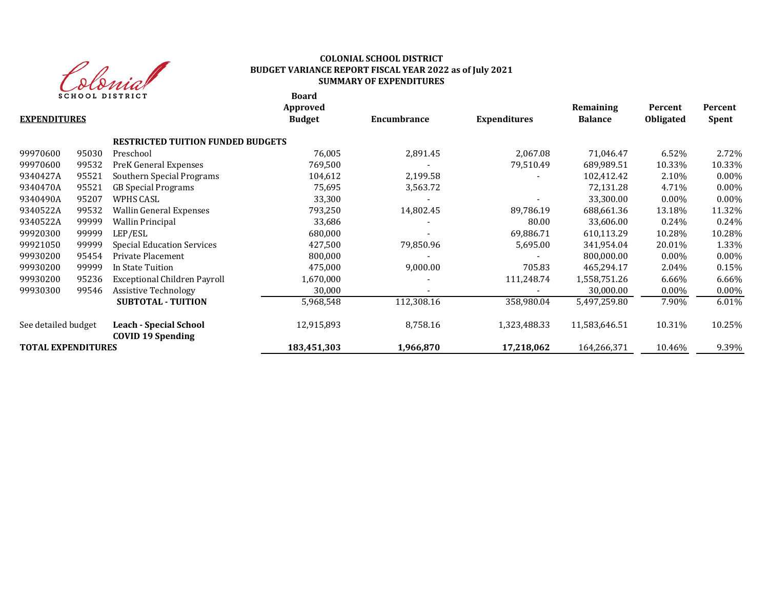**COLONIAL SCHOOL DISTRICT**
**BUDGET VARIANCE REPORT FISCAL YEAR 2022 as of July 2021**
**SUMMARY OF EXPENDITURES**

| **EXPENDITURES** | | | **Board Approved Budget** | **Encumbrance** | **Expenditures** | **Remaining Balance** | **Percent Obligated** | **Percent Spent** |
|---|---|---|---|---|---|---|---|---|
| | | **RESTRICTED TUITION FUNDED BUDGETS** | | | | | | |
| 99970600 | 95030 | Preschool | 76,005 | 2,891.45 | 2,067.08 | 71,046.47 | 6.52% | 2.72% |
| 99970600 | 99532 | PreK General Expenses | 769,500 | - | 79,510.49 | 689,989.51 | 10.33% | 10.33% |
| 9340427A | 95521 | Southern Special Programs | 104,612 | 2,199.58 | - | 102,412.42 | 2.10% | 0.00% |
| 9340470A | 95521 | GB Special Programs | 75,695 | 3,563.72 | | 72,131.28 | 4.71% | 0.00% |
| 9340490A | 95207 | WPHS CASL | 33,300 | - | - | 33,300.00 | 0.00% | 0.00% |
| 9340522A | 99532 | Wallin General Expenses | 793,250 | 14,802.45 | 89,786.19 | 688,661.36 | 13.18% | 11.32% |
| 9340522A | 99999 | Wallin Principal | 33,686 | - | 80.00 | 33,606.00 | 0.24% | 0.24% |
| 99920300 | 99999 | LEP/ESL | 680,000 | - | 69,886.71 | 610,113.29 | 10.28% | 10.28% |
| 99921050 | 99999 | Special Education Services | 427,500 | 79,850.96 | 5,695.00 | 341,954.04 | 20.01% | 1.33% |
| 99930200 | 95454 | Private Placement | 800,000 | - | - | 800,000.00 | 0.00% | 0.00% |
| 99930200 | 99999 | In State Tuition | 475,000 | 9,000.00 | 705.83 | 465,294.17 | 2.04% | 0.15% |
| 99930200 | 95236 | Exceptional Children Payroll | 1,670,000 | - | 111,248.74 | 1,558,751.26 | 6.66% | 6.66% |
| 99930300 | 99546 | Assistive Technology | 30,000 | - | - | 30,000.00 | 0.00% | 0.00% |
| | | **SUBTOTAL - TUITION** | 5,968,548 | 112,308.16 | 358,980.04 | 5,497,259.80 | 7.90% | 6.01% |
| See detailed budget | | **Leach - Special School** | 12,915,893 | 8,758.16 | 1,323,488.33 | 11,583,646.51 | 10.31% | 10.25% |
| | | **COVID 19 Spending** | | | | | | |
| **TOTAL EXPENDITURES** | | | **183,451,303** | **1,966,870** | **17,218,062** | 164,266,371 | 10.46% | 9.39% |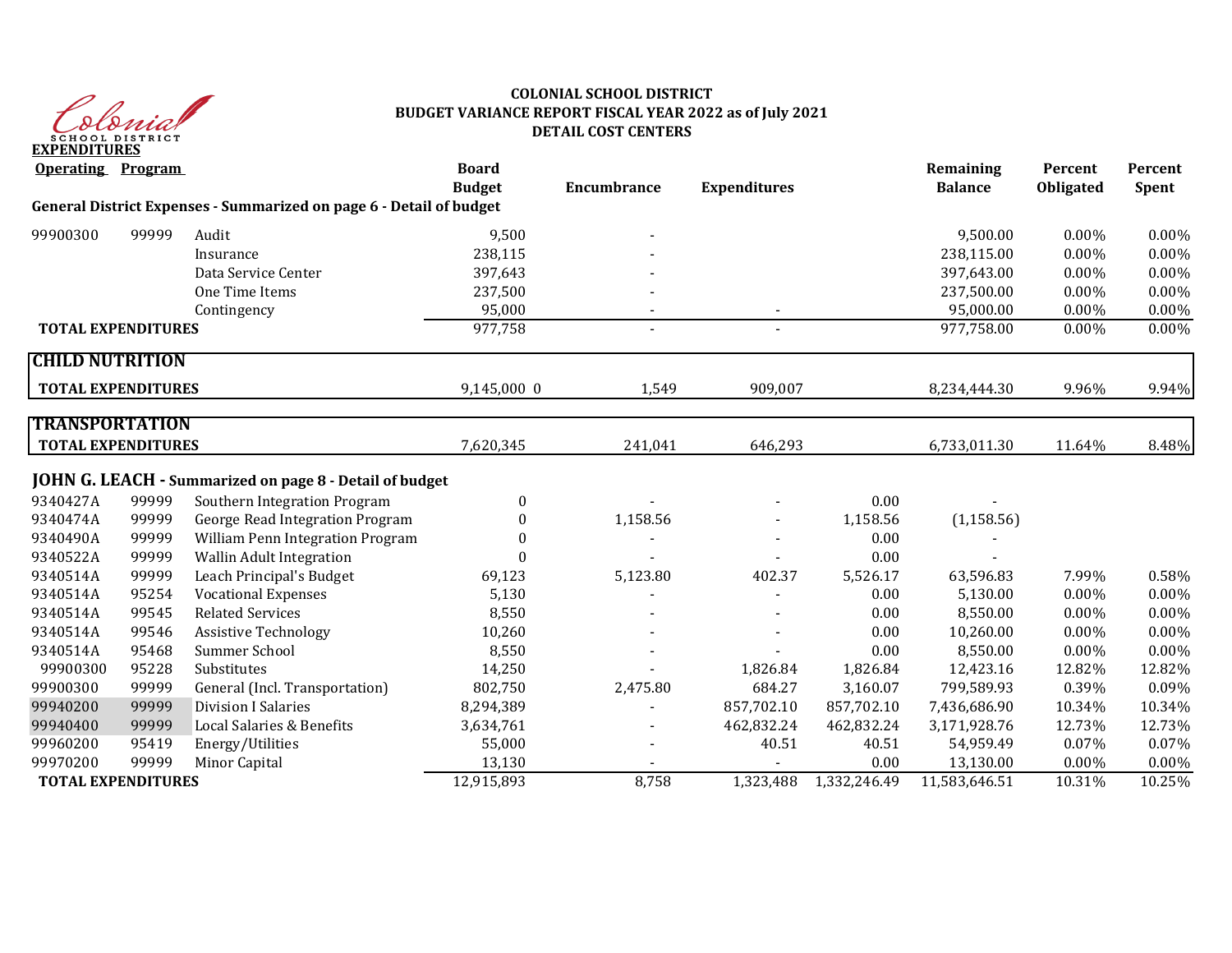**COLONIAL SCHOOL DISTRICT**
**BUDGET VARIANCE REPORT FISCAL YEAR 2022 as of July 2021**
**DETAIL COST CENTERS**

**EXPENDITURES**

| Operating | Program | | Board Budget | Encumbrance | Expenditures | | Remaining Balance | Percent Obligated | Percent Spent |
|---|---|---|---|---|---|---|---|---|---|
| **General District Expenses - Summarized on page 6 - Detail of budget** | | | | | | | | | |
| 99900300 | 99999 | Audit | 9,500 | - | | | 9,500.00 | 0.00% | 0.00% |
| | | Insurance | 238,115 | - | | | 238,115.00 | 0.00% | 0.00% |
| | | Data Service Center | 397,643 | - | | | 397,643.00 | 0.00% | 0.00% |
| | | One Time Items | 237,500 | - | | | 237,500.00 | 0.00% | 0.00% |
| | | Contingency | 95,000 | - | - | | 95,000.00 | 0.00% | 0.00% |
| **TOTAL EXPENDITURES** | | | 977,758 | - | - | | 977,758.00 | 0.00% | 0.00% |
| **CHILD NUTRITION** | | | | | | | | | |
| **TOTAL EXPENDITURES** | | | 9,145,000 0 | 1,549 | 909,007 | | 8,234,444.30 | 9.96% | 9.94% |
| **TRANSPORTATION** | | | | | | | | | |
| **TOTAL EXPENDITURES** | | | 7,620,345 | 241,041 | 646,293 | | 6,733,011.30 | 11.64% | 8.48% |
| **JOHN G. LEACH - Summarized on page 8 - Detail of budget** | | | | | | | | | |
| 9340427A | 99999 | Southern Integration Program | 0 | - | - | 0.00 | - | | |
| 9340474A | 99999 | George Read Integration Program | 0 | 1,158.56 | - | 1,158.56 | (1,158.56) | | |
| 9340490A | 99999 | William Penn Integration Program | 0 | - | - | 0.00 | - | | |
| 9340522A | 99999 | Wallin Adult Integration | 0 | - | - | 0.00 | - | | |
| 9340514A | 99999 | Leach Principal's Budget | 69,123 | 5,123.80 | 402.37 | 5,526.17 | 63,596.83 | 7.99% | 0.58% |
| 9340514A | 95254 | Vocational Expenses | 5,130 | - | - | 0.00 | 5,130.00 | 0.00% | 0.00% |
| 9340514A | 99545 | Related Services | 8,550 | - | - | 0.00 | 8,550.00 | 0.00% | 0.00% |
| 9340514A | 99546 | Assistive Technology | 10,260 | - | - | 0.00 | 10,260.00 | 0.00% | 0.00% |
| 9340514A | 95468 | Summer School | 8,550 | - | - | 0.00 | 8,550.00 | 0.00% | 0.00% |
| 99900300 | 95228 | Substitutes | 14,250 | - | 1,826.84 | 1,826.84 | 12,423.16 | 12.82% | 12.82% |
| 99900300 | 99999 | General (Incl. Transportation) | 802,750 | 2,475.80 | 684.27 | 3,160.07 | 799,589.93 | 0.39% | 0.09% |
| 99940200 | 99999 | Division I Salaries | 8,294,389 | - | 857,702.10 | 857,702.10 | 7,436,686.90 | 10.34% | 10.34% |
| 99940400 | 99999 | Local Salaries & Benefits | 3,634,761 | - | 462,832.24 | 462,832.24 | 3,171,928.76 | 12.73% | 12.73% |
| 99960200 | 95419 | Energy/Utilities | 55,000 | - | 40.51 | 40.51 | 54,959.49 | 0.07% | 0.07% |
| 99970200 | 99999 | Minor Capital | 13,130 | - | - | 0.00 | 13,130.00 | 0.00% | 0.00% |
| **TOTAL EXPENDITURES** | | | 12,915,893 | 8,758 | 1,323,488 | 1,332,246.49 | 11,583,646.51 | 10.31% | 10.25% |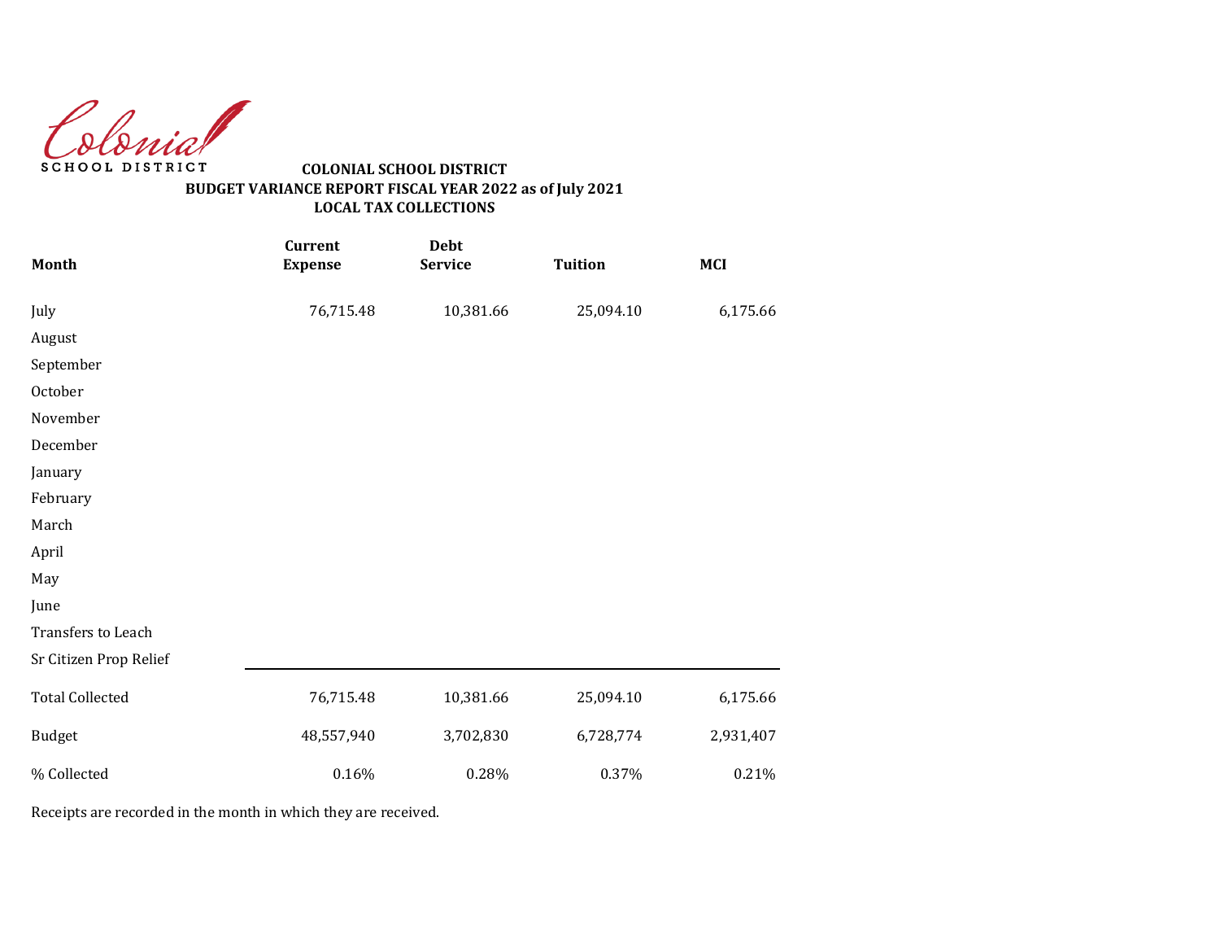Colonial
SCHOOL DISTRICT

**COLONIAL SCHOOL DISTRICT**
**BUDGET VARIANCE REPORT FISCAL YEAR 2022 as of July 2021**
**LOCAL TAX COLLECTIONS**

| Month | Current Expense | Debt Service | Tuition | MCI |
|---|---|---|---|---|
| July | 76,715.48 | 10,381.66 | 25,094.10 | 6,175.66 |
| August | | | | |
| September | | | | |
| October | | | | |
| November | | | | |
| December | | | | |
| January | | | | |
| February | | | | |
| March | | | | |
| April | | | | |
| May | | | | |
| June | | | | |
| Transfers to Leach | | | | |
| Sr Citizen Prop Relief | | | | |
| Total Collected | 76,715.48 | 10,381.66 | 25,094.10 | 6,175.66 |
| Budget | 48,557,940 | 3,702,830 | 6,728,774 | 2,931,407 |
| % Collected | 0.16% | 0.28% | 0.37% | 0.21% |

Receipts are recorded in the month in which they are received.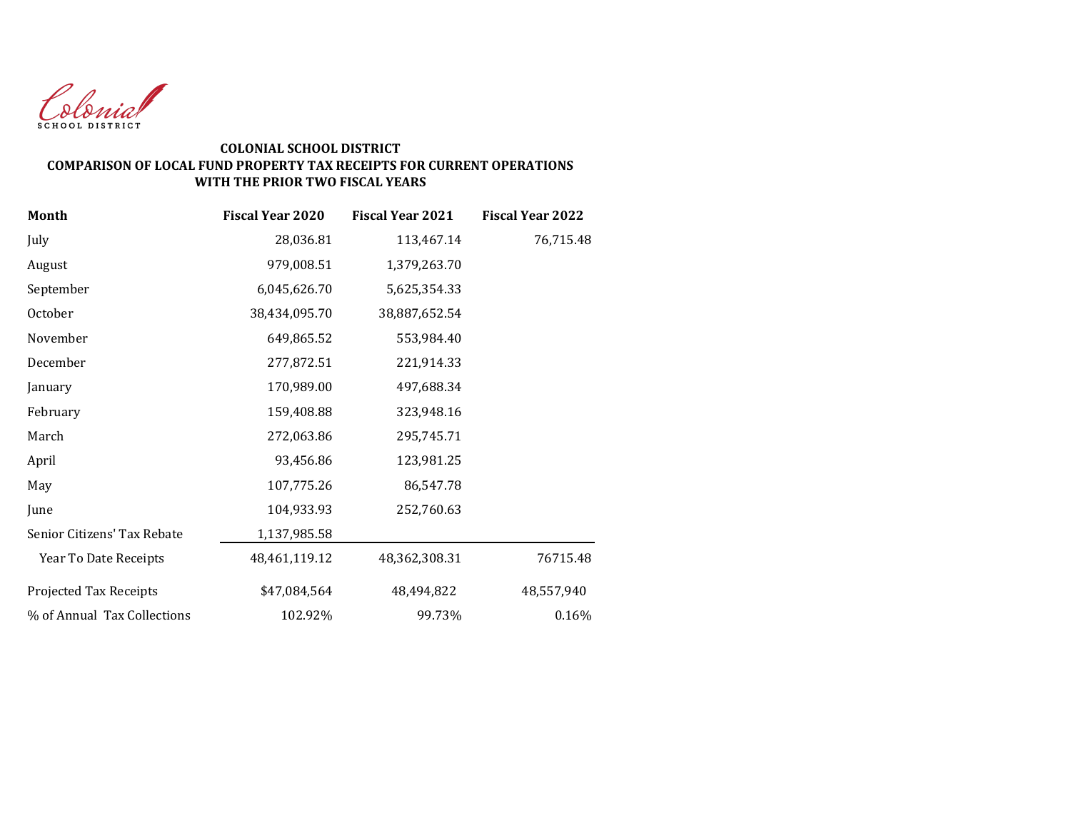Colonial
SCHOOL DISTRICT

**COLONIAL SCHOOL DISTRICT**
**COMPARISON OF LOCAL FUND PROPERTY TAX RECEIPTS FOR CURRENT OPERATIONS**
**WITH THE PRIOR TWO FISCAL YEARS**

| Month | Fiscal Year 2020 | Fiscal Year 2021 | Fiscal Year 2022 |
|---|---|---|---|
| July | 28,036.81 | 113,467.14 | 76,715.48 |
| August | 979,008.51 | 1,379,263.70 | |
| September | 6,045,626.70 | 5,625,354.33 | |
| October | 38,434,095.70 | 38,887,652.54 | |
| November | 649,865.52 | 553,984.40 | |
| December | 277,872.51 | 221,914.33 | |
| January | 170,989.00 | 497,688.34 | |
| February | 159,408.88 | 323,948.16 | |
| March | 272,063.86 | 295,745.71 | |
| April | 93,456.86 | 123,981.25 | |
| May | 107,775.26 | 86,547.78 | |
| June | 104,933.93 | 252,760.63 | |
| Senior Citizens' Tax Rebate | 1,137,985.58 | | |
| Year To Date Receipts | 48,461,119.12 | 48,362,308.31 | 76715.48 |
| Projected Tax Receipts | $47,084,564 | 48,494,822 | 48,557,940 |
| % of Annual Tax Collections | 102.92% | 99.73% | 0.16% |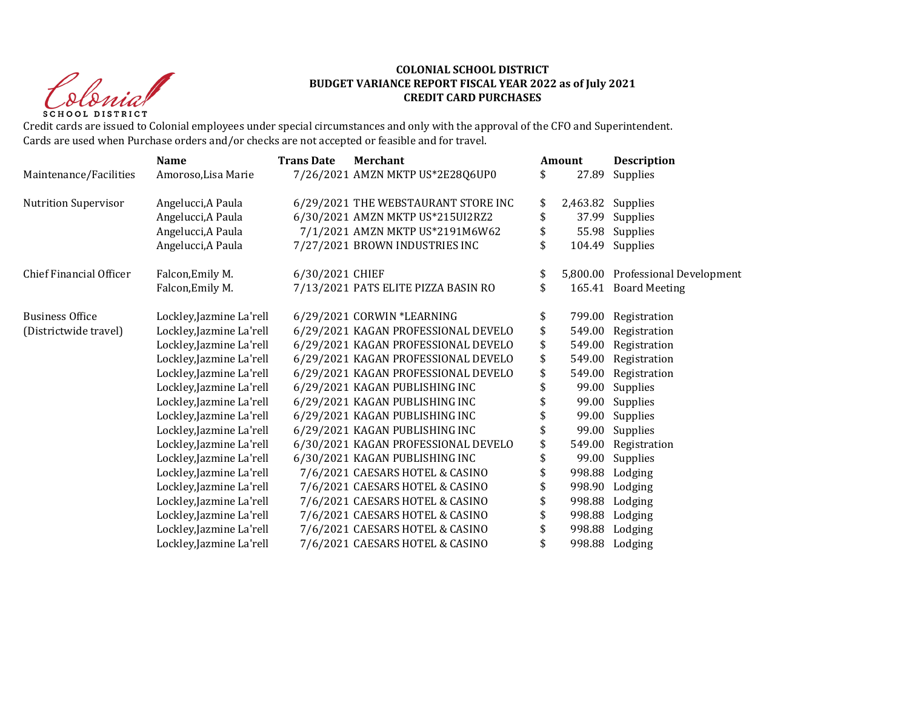**COLONIAL SCHOOL DISTRICT**
**BUDGET VARIANCE REPORT FISCAL YEAR 2022 as of July 2021**
**CREDIT CARD PURCHASES**

Credit cards are issued to Colonial employees under special circumstances and only with the approval of the CFO and Superintendent.
Cards are used when Purchase orders and/or checks are not accepted or feasible and for travel.

| | Name | Trans Date | Merchant | Amount | Description |
|---|---|---|---|---|---|
| Maintenance/Facilities | Amoroso,Lisa Marie | 7/26/2021 | AMZN MKTP US*2E28Q6UP0 | $ 27.89 | Supplies |
| | | | | | |
| Nutrition Supervisor | Angelucci,A Paula | 6/29/2021 | THE WEBSTAURANT STORE INC | $ 2,463.82 | Supplies |
| | Angelucci,A Paula | 6/30/2021 | AMZN MKTP US*215UI2RZ2 | $ 37.99 | Supplies |
| | Angelucci,A Paula | 7/1/2021 | AMZN MKTP US*2191M6W62 | $ 55.98 | Supplies |
| | Angelucci,A Paula | 7/27/2021 | BROWN INDUSTRIES INC | $ 104.49 | Supplies |
| | | | | | |
| Chief Financial Officer | Falcon,Emily M. | 6/30/2021 | CHIEF | $ 5,800.00 | Professional Development |
| | Falcon,Emily M. | 7/13/2021 | PATS ELITE PIZZA BASIN RO | $ 165.41 | Board Meeting |
| | | | | | |
| Business Office | Lockley,Jazmine La'rell | 6/29/2021 | CORWIN *LEARNING | $ 799.00 | Registration |
| (Districtwide travel) | Lockley,Jazmine La'rell | 6/29/2021 | KAGAN PROFESSIONAL DEVELO | $ 549.00 | Registration |
| | Lockley,Jazmine La'rell | 6/29/2021 | KAGAN PROFESSIONAL DEVELO | $ 549.00 | Registration |
| | Lockley,Jazmine La'rell | 6/29/2021 | KAGAN PROFESSIONAL DEVELO | $ 549.00 | Registration |
| | Lockley,Jazmine La'rell | 6/29/2021 | KAGAN PROFESSIONAL DEVELO | $ 549.00 | Registration |
| | Lockley,Jazmine La'rell | 6/29/2021 | KAGAN PUBLISHING INC | $ 99.00 | Supplies |
| | Lockley,Jazmine La'rell | 6/29/2021 | KAGAN PUBLISHING INC | $ 99.00 | Supplies |
| | Lockley,Jazmine La'rell | 6/29/2021 | KAGAN PUBLISHING INC | $ 99.00 | Supplies |
| | Lockley,Jazmine La'rell | 6/29/2021 | KAGAN PUBLISHING INC | $ 99.00 | Supplies |
| | Lockley,Jazmine La'rell | 6/30/2021 | KAGAN PROFESSIONAL DEVELO | $ 549.00 | Registration |
| | Lockley,Jazmine La'rell | 6/30/2021 | KAGAN PUBLISHING INC | $ 99.00 | Supplies |
| | Lockley,Jazmine La'rell | 7/6/2021 | CAESARS HOTEL & CASINO | $ 998.88 | Lodging |
| | Lockley,Jazmine La'rell | 7/6/2021 | CAESARS HOTEL & CASINO | $ 998.90 | Lodging |
| | Lockley,Jazmine La'rell | 7/6/2021 | CAESARS HOTEL & CASINO | $ 998.88 | Lodging |
| | Lockley,Jazmine La'rell | 7/6/2021 | CAESARS HOTEL & CASINO | $ 998.88 | Lodging |
| | Lockley,Jazmine La'rell | 7/6/2021 | CAESARS HOTEL & CASINO | $ 998.88 | Lodging |
| | Lockley,Jazmine La'rell | 7/6/2021 | CAESARS HOTEL & CASINO | $ 998.88 | Lodging |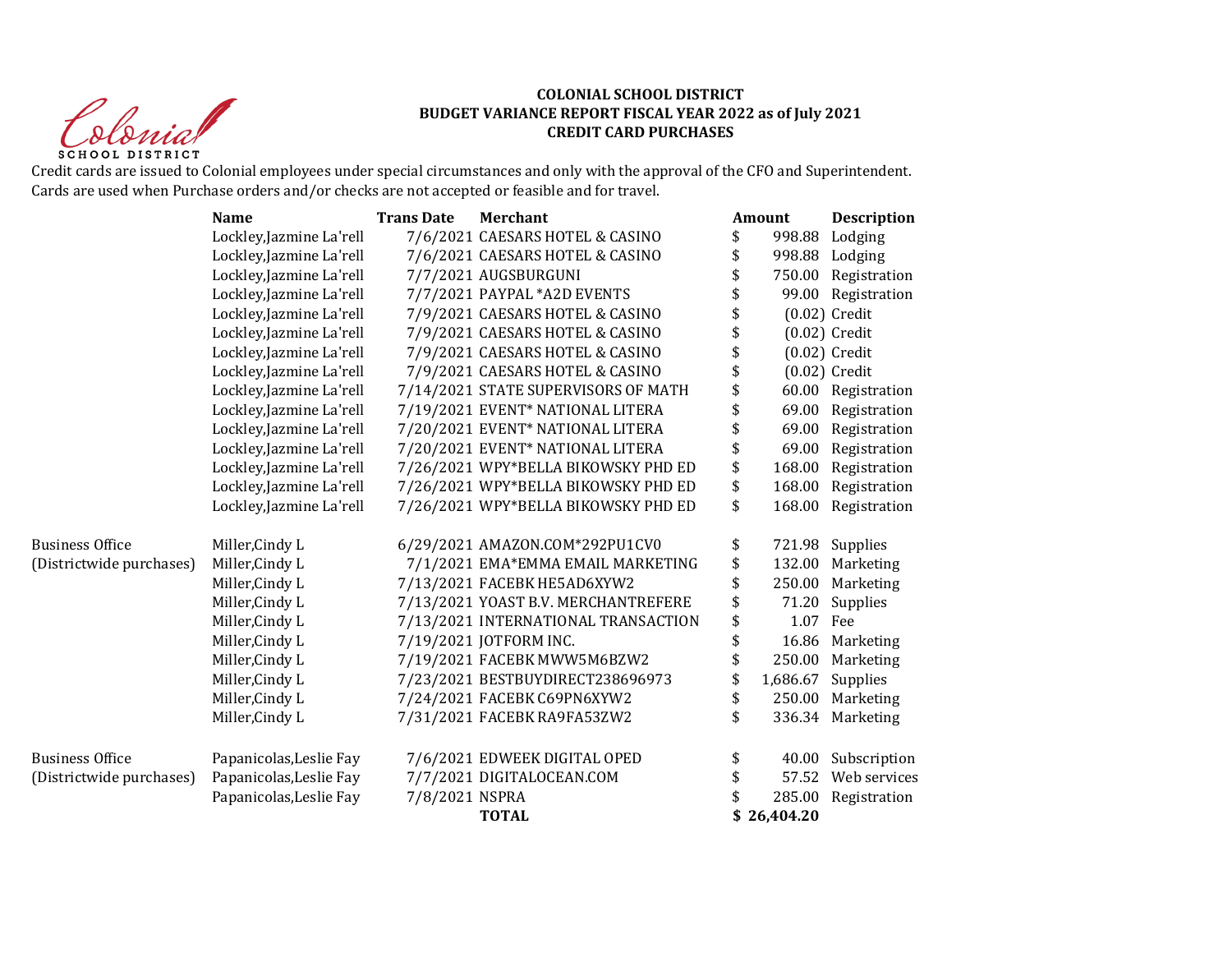# COLONIAL SCHOOL DISTRICT
## BUDGET VARIANCE REPORT FISCAL YEAR 2022 as of July 2021
## CREDIT CARD PURCHASES

Credit cards are issued to Colonial employees under special circumstances and only with the approval of the CFO and Superintendent. Cards are used when Purchase orders and/or checks are not accepted or feasible and for travel.

| | Name | Trans Date | Merchant | Amount | Description |
|---|---|---|---|---|---|
| | Lockley,Jazmine La'rell | 7/6/2021 | CAESARS HOTEL & CASINO | $ 998.88 | Lodging |
| | Lockley,Jazmine La'rell | 7/6/2021 | CAESARS HOTEL & CASINO | $ 998.88 | Lodging |
| | Lockley,Jazmine La'rell | 7/7/2021 | AUGSBURGUNI | $ 750.00 | Registration |
| | Lockley,Jazmine La'rell | 7/7/2021 | PAYPAL *A2D EVENTS | $ 99.00 | Registration |
| | Lockley,Jazmine La'rell | 7/9/2021 | CAESARS HOTEL & CASINO | $ (0.02) | Credit |
| | Lockley,Jazmine La'rell | 7/9/2021 | CAESARS HOTEL & CASINO | $ (0.02) | Credit |
| | Lockley,Jazmine La'rell | 7/9/2021 | CAESARS HOTEL & CASINO | $ (0.02) | Credit |
| | Lockley,Jazmine La'rell | 7/9/2021 | CAESARS HOTEL & CASINO | $ (0.02) | Credit |
| | Lockley,Jazmine La'rell | 7/14/2021 | STATE SUPERVISORS OF MATH | $ 60.00 | Registration |
| | Lockley,Jazmine La'rell | 7/19/2021 | EVENT* NATIONAL LITERA | $ 69.00 | Registration |
| | Lockley,Jazmine La'rell | 7/20/2021 | EVENT* NATIONAL LITERA | $ 69.00 | Registration |
| | Lockley,Jazmine La'rell | 7/20/2021 | EVENT* NATIONAL LITERA | $ 69.00 | Registration |
| | Lockley,Jazmine La'rell | 7/26/2021 | WPY*BELLA BIKOWSKY PHD ED | $ 168.00 | Registration |
| | Lockley,Jazmine La'rell | 7/26/2021 | WPY*BELLA BIKOWSKY PHD ED | $ 168.00 | Registration |
| | Lockley,Jazmine La'rell | 7/26/2021 | WPY*BELLA BIKOWSKY PHD ED | $ 168.00 | Registration |
| Business Office | Miller,Cindy L | 6/29/2021 | AMAZON.COM*292PU1CV0 | $ 721.98 | Supplies |
| (Districtwide purchases) | Miller,Cindy L | 7/1/2021 | EMA*EMMA EMAIL MARKETING | $ 132.00 | Marketing |
| | Miller,Cindy L | 7/13/2021 | FACEBK HE5AD6XYW2 | $ 250.00 | Marketing |
| | Miller,Cindy L | 7/13/2021 | YOAST B.V. MERCHANTREFERE | $ 71.20 | Supplies |
| | Miller,Cindy L | 7/13/2021 | INTERNATIONAL TRANSACTION | $ 1.07 | Fee |
| | Miller,Cindy L | 7/19/2021 | JOTFORM INC. | $ 16.86 | Marketing |
| | Miller,Cindy L | 7/19/2021 | FACEBK MWW5M6BZW2 | $ 250.00 | Marketing |
| | Miller,Cindy L | 7/23/2021 | BESTBUYDIRECT238696973 | $ 1,686.67 | Supplies |
| | Miller,Cindy L | 7/24/2021 | FACEBK C69PN6XYW2 | $ 250.00 | Marketing |
| | Miller,Cindy L | 7/31/2021 | FACEBK RA9FA53ZW2 | $ 336.34 | Marketing |
| Business Office | Papanicolas,Leslie Fay | 7/6/2021 | EDWEEK DIGITAL OPED | $ 40.00 | Subscription |
| (Districtwide purchases) | Papanicolas,Leslie Fay | 7/7/2021 | DIGITALOCEAN.COM | $ 57.52 | Web services |
| | Papanicolas,Leslie Fay | 7/8/2021 | NSPRA | $ 285.00 | Registration |
| | | | **TOTAL** | **$ 26,404.20** | |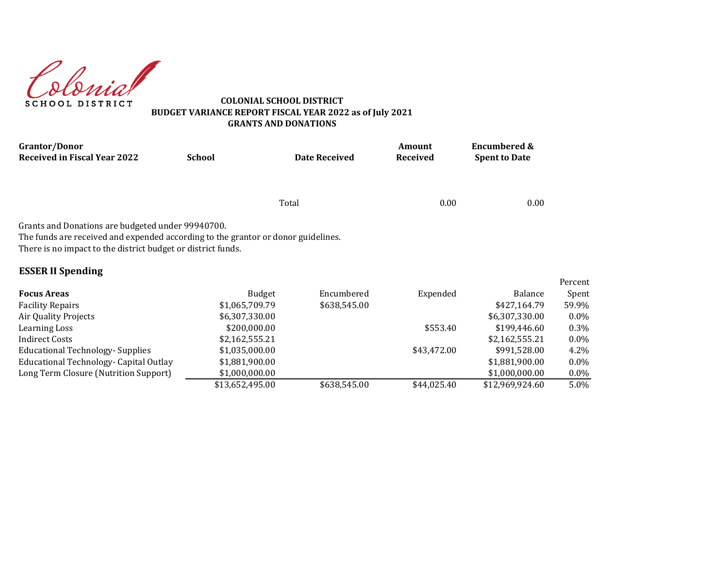Colonial
SCHOOL DISTRICT

**COLONIAL SCHOOL DISTRICT**
**BUDGET VARIANCE REPORT FISCAL YEAR 2022 as of July 2021**
**GRANTS AND DONATIONS**

| Grantor/Donor Received in Fiscal Year 2022 | School | Date Received | Amount Received | Encumbered & Spent to Date |
|---|---|---|---|---|
| | | Total | 0.00 | 0.00 |

Grants and Donations are budgeted under 99940700.
The funds are received and expended according to the grantor or donor guidelines.
There is no impact to the district budget or district funds.

### ESSER II Spending

| Focus Areas | Budget | Encumbered | Expended | Balance | Percent Spent |
|---|---|---|---|---|---|
| Facility Repairs | $1,065,709.79 | $638,545.00 | | $427,164.79 | 59.9% |
| Air Quality Projects | $6,307,330.00 | | | $6,307,330.00 | 0.0% |
| Learning Loss | $200,000.00 | | $553.40 | $199,446.60 | 0.3% |
| Indirect Costs | $2,162,555.21 | | | $2,162,555.21 | 0.0% |
| Educational Technology- Supplies | $1,035,000.00 | | $43,472.00 | $991,528.00 | 4.2% |
| Educational Technology- Capital Outlay | $1,881,900.00 | | | $1,881,900.00 | 0.0% |
| Long Term Closure (Nutrition Support) | $1,000,000.00 | | | $1,000,000.00 | 0.0% |
| | $13,652,495.00 | $638,545.00 | $44,025.40 | $12,969,924.60 | 5.0% |